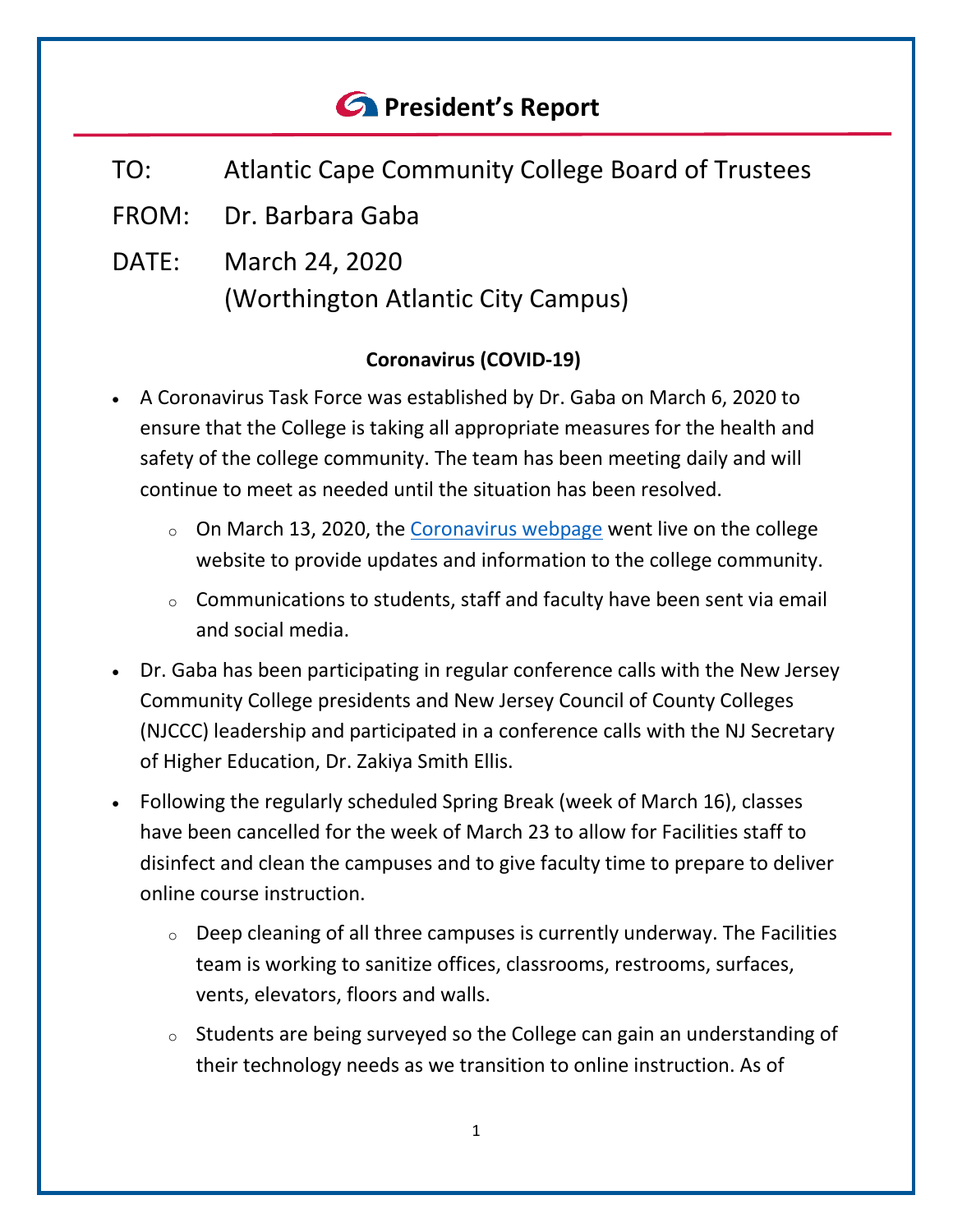# President's Report

TO: Atlantic Cape Community College Board of Trustees

FROM: Dr. Barbara Gaba

DATE: March 24, 2020
(Worthington Atlantic City Campus)

## Coronavirus (COVID-19)

- A Coronavirus Task Force was established by Dr. Gaba on March 6, 2020 to ensure that the College is taking all appropriate measures for the health and safety of the college community. The team has been meeting daily and will continue to meet as needed until the situation has been resolved.
  - On March 13, 2020, the Coronavirus webpage went live on the college website to provide updates and information to the college community.
  - Communications to students, staff and faculty have been sent via email and social media.
- Dr. Gaba has been participating in regular conference calls with the New Jersey Community College presidents and New Jersey Council of County Colleges (NJCCC) leadership and participated in a conference calls with the NJ Secretary of Higher Education, Dr. Zakiya Smith Ellis.
- Following the regularly scheduled Spring Break (week of March 16), classes have been cancelled for the week of March 23 to allow for Facilities staff to disinfect and clean the campuses and to give faculty time to prepare to deliver online course instruction.
  - Deep cleaning of all three campuses is currently underway. The Facilities team is working to sanitize offices, classrooms, restrooms, surfaces, vents, elevators, floors and walls.
  - Students are being surveyed so the College can gain an understanding of their technology needs as we transition to online instruction. As of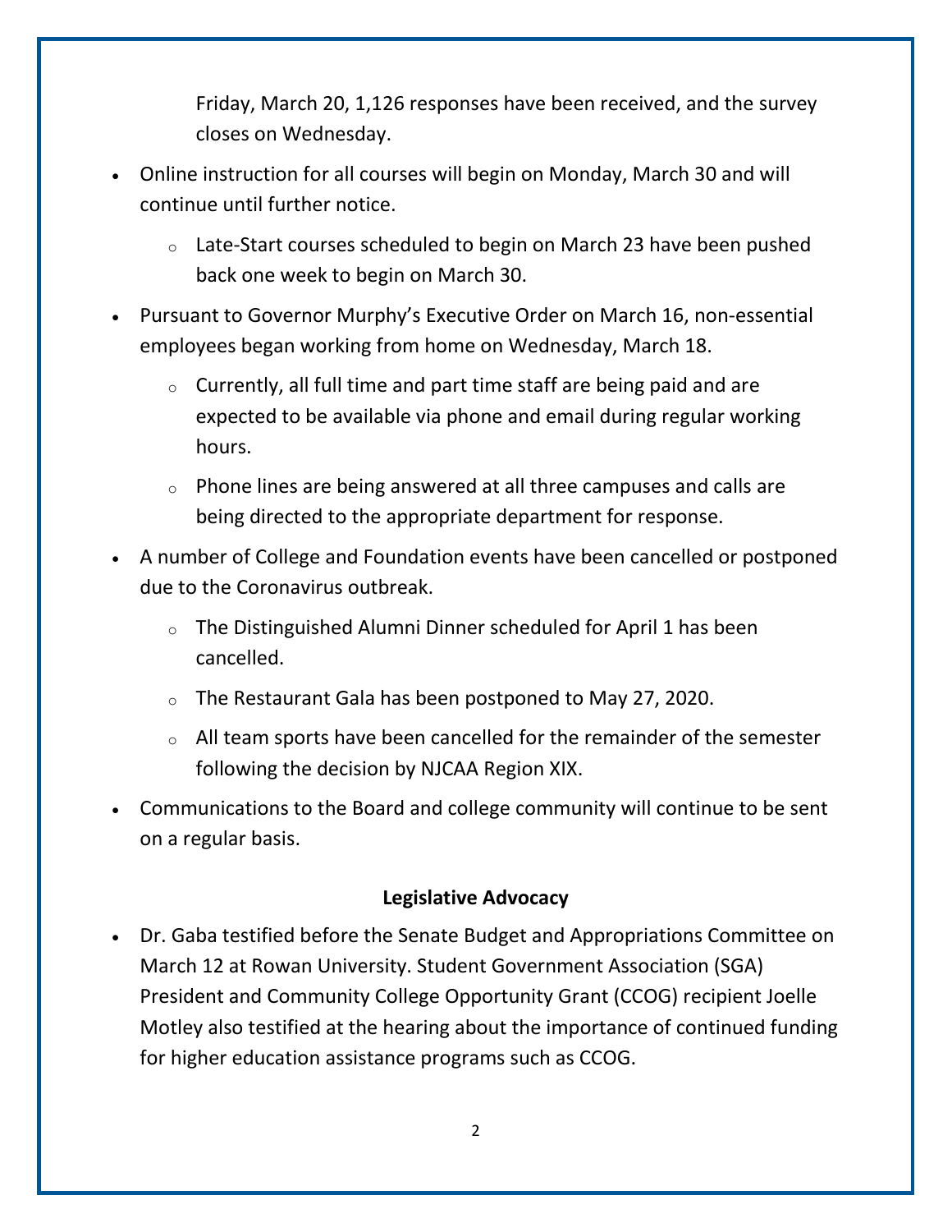Friday, March 20, 1,126 responses have been received, and the survey closes on Wednesday.

- Online instruction for all courses will begin on Monday, March 30 and will continue until further notice.
  - Late-Start courses scheduled to begin on March 23 have been pushed back one week to begin on March 30.
- Pursuant to Governor Murphy's Executive Order on March 16, non-essential employees began working from home on Wednesday, March 18.
  - Currently, all full time and part time staff are being paid and are expected to be available via phone and email during regular working hours.
  - Phone lines are being answered at all three campuses and calls are being directed to the appropriate department for response.
- A number of College and Foundation events have been cancelled or postponed due to the Coronavirus outbreak.
  - The Distinguished Alumni Dinner scheduled for April 1 has been cancelled.
  - The Restaurant Gala has been postponed to May 27, 2020.
  - All team sports have been cancelled for the remainder of the semester following the decision by NJCAA Region XIX.
- Communications to the Board and college community will continue to be sent on a regular basis.

**Legislative Advocacy**

- Dr. Gaba testified before the Senate Budget and Appropriations Committee on March 12 at Rowan University. Student Government Association (SGA) President and Community College Opportunity Grant (CCOG) recipient Joelle Motley also testified at the hearing about the importance of continued funding for higher education assistance programs such as CCOG.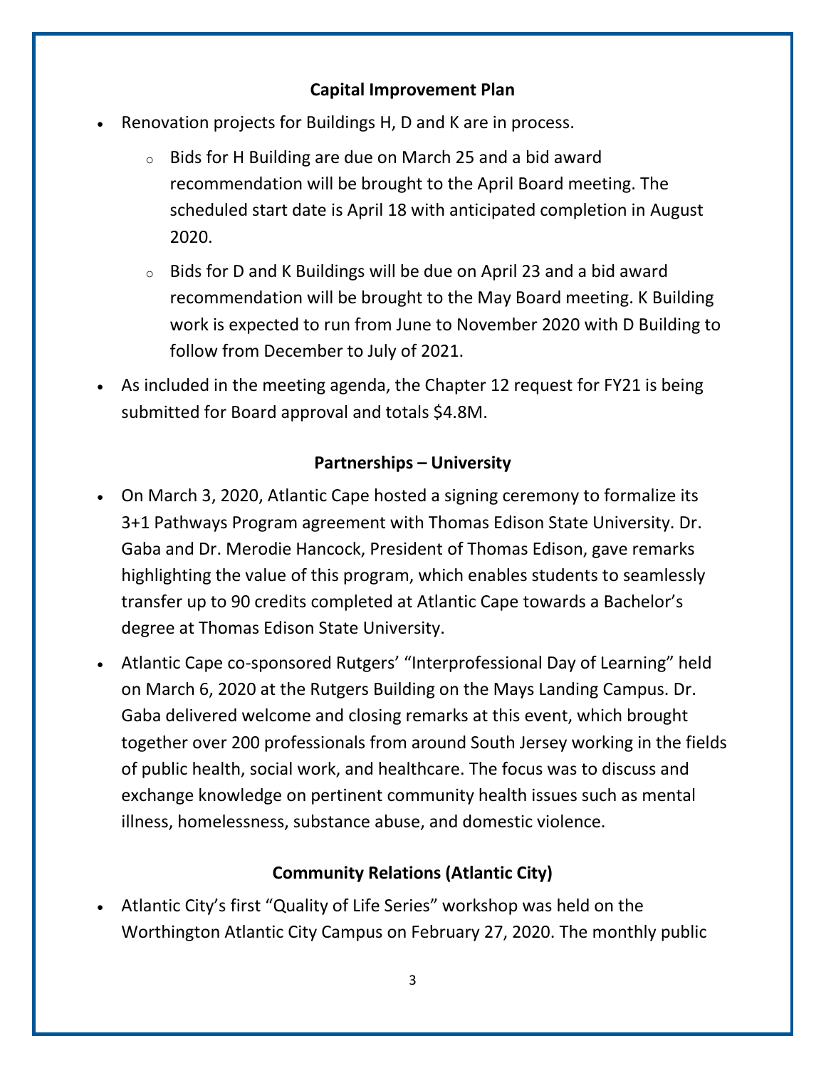## Capital Improvement Plan

- Renovation projects for Buildings H, D and K are in process.
  - Bids for H Building are due on March 25 and a bid award recommendation will be brought to the April Board meeting. The scheduled start date is April 18 with anticipated completion in August 2020.
  - Bids for D and K Buildings will be due on April 23 and a bid award recommendation will be brought to the May Board meeting. K Building work is expected to run from June to November 2020 with D Building to follow from December to July of 2021.
- As included in the meeting agenda, the Chapter 12 request for FY21 is being submitted for Board approval and totals $4.8M.

## Partnerships – University

- On March 3, 2020, Atlantic Cape hosted a signing ceremony to formalize its 3+1 Pathways Program agreement with Thomas Edison State University. Dr. Gaba and Dr. Merodie Hancock, President of Thomas Edison, gave remarks highlighting the value of this program, which enables students to seamlessly transfer up to 90 credits completed at Atlantic Cape towards a Bachelor's degree at Thomas Edison State University.
- Atlantic Cape co-sponsored Rutgers' "Interprofessional Day of Learning" held on March 6, 2020 at the Rutgers Building on the Mays Landing Campus. Dr. Gaba delivered welcome and closing remarks at this event, which brought together over 200 professionals from around South Jersey working in the fields of public health, social work, and healthcare. The focus was to discuss and exchange knowledge on pertinent community health issues such as mental illness, homelessness, substance abuse, and domestic violence.

## Community Relations (Atlantic City)

- Atlantic City's first "Quality of Life Series" workshop was held on the Worthington Atlantic City Campus on February 27, 2020. The monthly public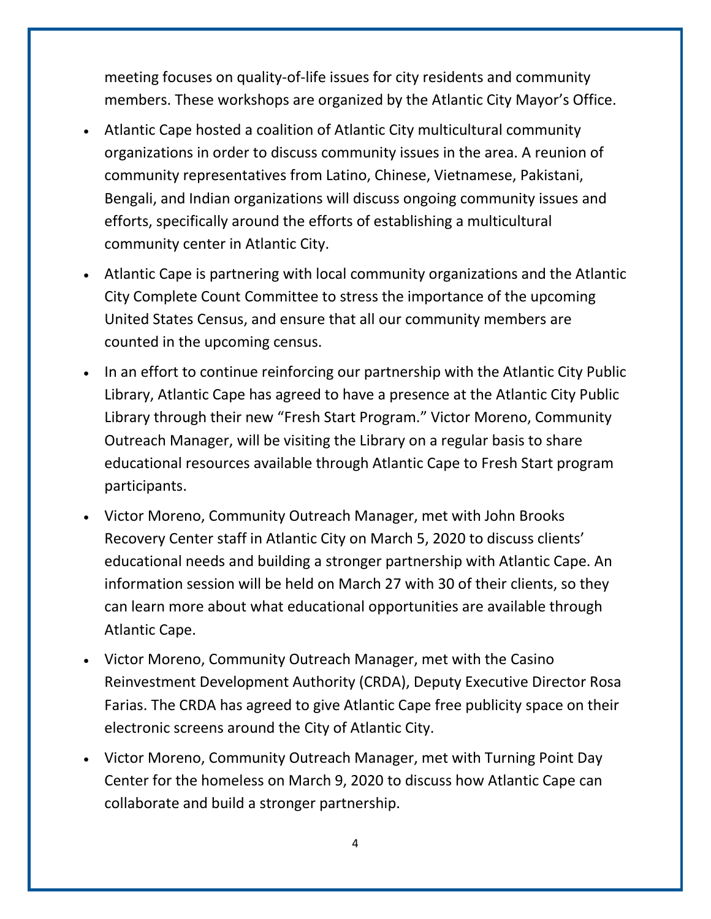meeting focuses on quality-of-life issues for city residents and community members. These workshops are organized by the Atlantic City Mayor's Office.

- Atlantic Cape hosted a coalition of Atlantic City multicultural community organizations in order to discuss community issues in the area. A reunion of community representatives from Latino, Chinese, Vietnamese, Pakistani, Bengali, and Indian organizations will discuss ongoing community issues and efforts, specifically around the efforts of establishing a multicultural community center in Atlantic City.
- Atlantic Cape is partnering with local community organizations and the Atlantic City Complete Count Committee to stress the importance of the upcoming United States Census, and ensure that all our community members are counted in the upcoming census.
- In an effort to continue reinforcing our partnership with the Atlantic City Public Library, Atlantic Cape has agreed to have a presence at the Atlantic City Public Library through their new "Fresh Start Program." Victor Moreno, Community Outreach Manager, will be visiting the Library on a regular basis to share educational resources available through Atlantic Cape to Fresh Start program participants.
- Victor Moreno, Community Outreach Manager, met with John Brooks Recovery Center staff in Atlantic City on March 5, 2020 to discuss clients' educational needs and building a stronger partnership with Atlantic Cape. An information session will be held on March 27 with 30 of their clients, so they can learn more about what educational opportunities are available through Atlantic Cape.
- Victor Moreno, Community Outreach Manager, met with the Casino Reinvestment Development Authority (CRDA), Deputy Executive Director Rosa Farias. The CRDA has agreed to give Atlantic Cape free publicity space on their electronic screens around the City of Atlantic City.
- Victor Moreno, Community Outreach Manager, met with Turning Point Day Center for the homeless on March 9, 2020 to discuss how Atlantic Cape can collaborate and build a stronger partnership.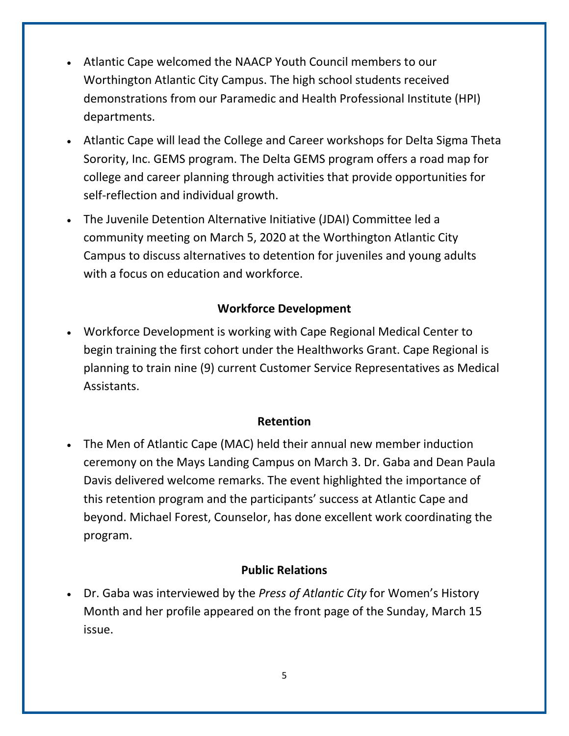- Atlantic Cape welcomed the NAACP Youth Council members to our Worthington Atlantic City Campus. The high school students received demonstrations from our Paramedic and Health Professional Institute (HPI) departments.
- Atlantic Cape will lead the College and Career workshops for Delta Sigma Theta Sorority, Inc. GEMS program. The Delta GEMS program offers a road map for college and career planning through activities that provide opportunities for self-reflection and individual growth.
- The Juvenile Detention Alternative Initiative (JDAI) Committee led a community meeting on March 5, 2020 at the Worthington Atlantic City Campus to discuss alternatives to detention for juveniles and young adults with a focus on education and workforce.

**Workforce Development**

- Workforce Development is working with Cape Regional Medical Center to begin training the first cohort under the Healthworks Grant. Cape Regional is planning to train nine (9) current Customer Service Representatives as Medical Assistants.

**Retention**

- The Men of Atlantic Cape (MAC) held their annual new member induction ceremony on the Mays Landing Campus on March 3. Dr. Gaba and Dean Paula Davis delivered welcome remarks. The event highlighted the importance of this retention program and the participants' success at Atlantic Cape and beyond. Michael Forest, Counselor, has done excellent work coordinating the program.

**Public Relations**

- Dr. Gaba was interviewed by the *Press of Atlantic City* for Women's History Month and her profile appeared on the front page of the Sunday, March 15 issue.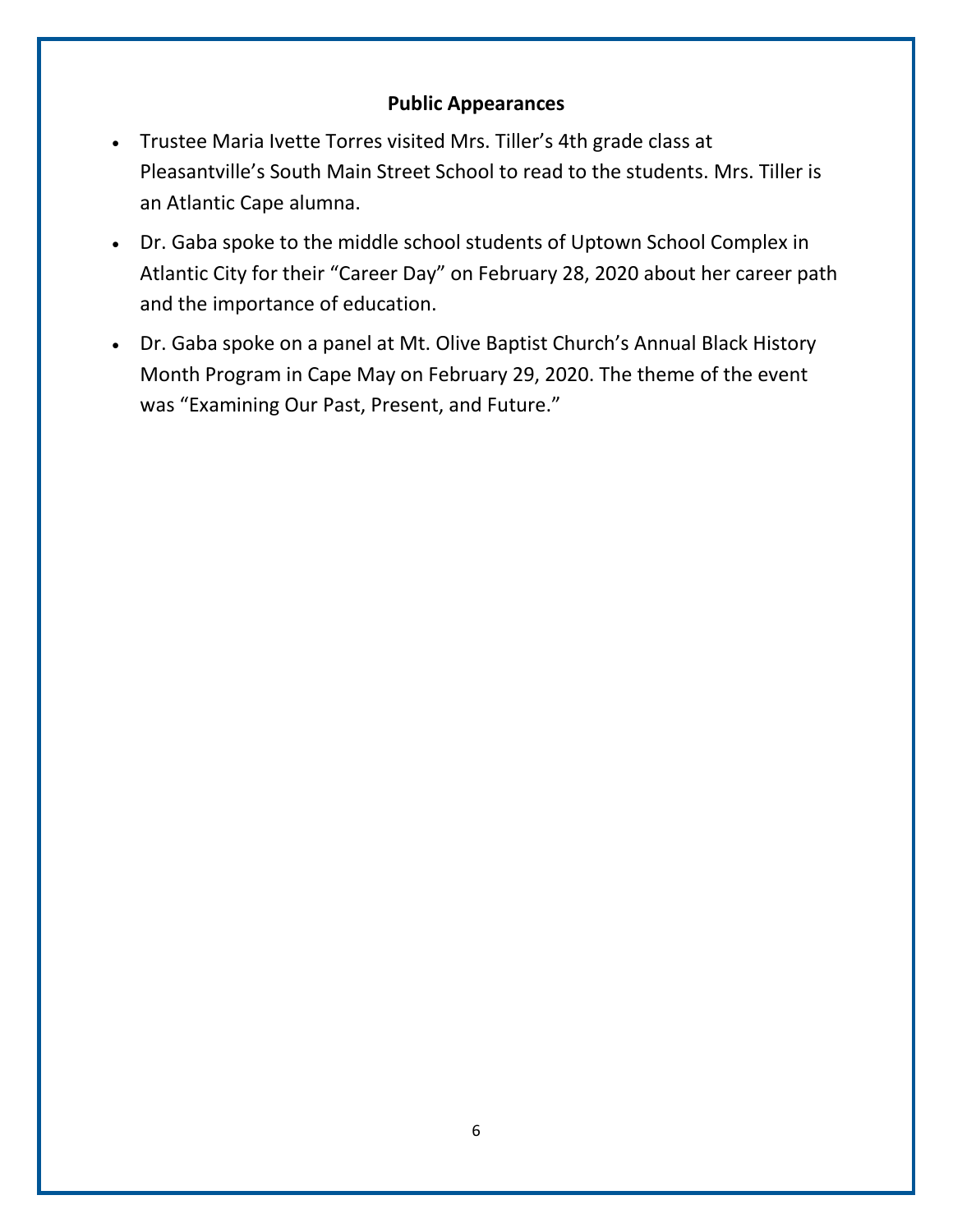## Public Appearances

- Trustee Maria Ivette Torres visited Mrs. Tiller's 4th grade class at Pleasantville's South Main Street School to read to the students. Mrs. Tiller is an Atlantic Cape alumna.
- Dr. Gaba spoke to the middle school students of Uptown School Complex in Atlantic City for their "Career Day" on February 28, 2020 about her career path and the importance of education.
- Dr. Gaba spoke on a panel at Mt. Olive Baptist Church's Annual Black History Month Program in Cape May on February 29, 2020. The theme of the event was "Examining Our Past, Present, and Future."